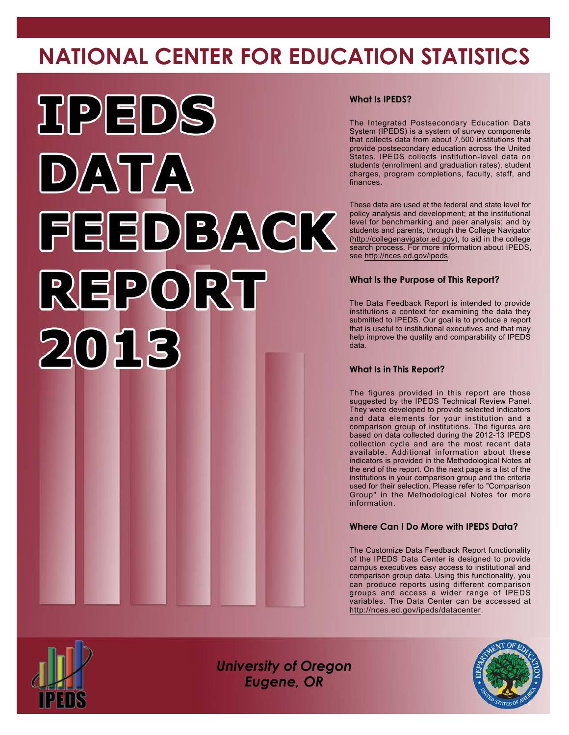# NATIONAL CENTER FOR EDUCATION STATISTICS

# IPEDS DATA FEEDBACK REPORT 2013

### What Is IPEDS?

The Integrated Postsecondary Education Data System (IPEDS) is a system of survey components that collects data from about 7,500 institutions that provide postsecondary education across the United States. IPEDS collects institution-level data on students (enrollment and graduation rates), student charges, program completions, faculty, staff, and finances.

These data are used at the federal and state level for policy analysis and development; at the institutional level for benchmarking and peer analysis; and by students and parents, through the College Navigator (http://collegenavigator.ed.gov), to aid in the college search process. For more information about IPEDS, see http://nces.ed.gov/ipeds.

### What Is the Purpose of This Report?

The Data Feedback Report is intended to provide institutions a context for examining the data they submitted to IPEDS. Our goal is to produce a report that is useful to institutional executives and that may help improve the quality and comparability of IPEDS data.

### What Is in This Report?

The figures provided in this report are those suggested by the IPEDS Technical Review Panel. They were developed to provide selected indicators and data elements for your institution and a comparison group of institutions. The figures are based on data collected during the 2012-13 IPEDS collection cycle and are the most recent data available. Additional information about these indicators is provided in the Methodological Notes at the end of the report. On the next page is a list of the institutions in your comparison group and the criteria used for their selection. Please refer to "Comparison Group" in the Methodological Notes for more information.

### Where Can I Do More with IPEDS Data?

The Customize Data Feedback Report functionality of the IPEDS Data Center is designed to provide campus executives easy access to institutional and comparison group data. Using this functionality, you can produce reports using different comparison groups and access a wider range of IPEDS variables. The Data Center can be accessed at http://nces.ed.gov/ipeds/datacenter.

*University of Oregon*
*Eugene, OR*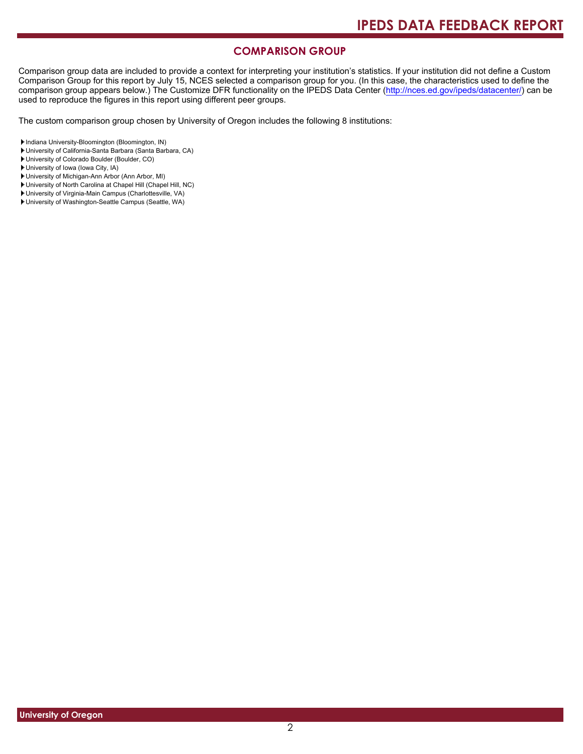## COMPARISON GROUP

Comparison group data are included to provide a context for interpreting your institution's statistics. If your institution did not define a Custom Comparison Group for this report by July 15, NCES selected a comparison group for you. (In this case, the characteristics used to define the comparison group appears below.) The Customize DFR functionality on the IPEDS Data Center (http://nces.ed.gov/ipeds/datacenter/) can be used to reproduce the figures in this report using different peer groups.

The custom comparison group chosen by University of Oregon includes the following 8 institutions:

- Indiana University-Bloomington (Bloomington, IN)
- University of California-Santa Barbara (Santa Barbara, CA)
- University of Colorado Boulder (Boulder, CO)
- University of Iowa (Iowa City, IA)
- University of Michigan-Ann Arbor (Ann Arbor, MI)
- University of North Carolina at Chapel Hill (Chapel Hill, NC)
- University of Virginia-Main Campus (Charlottesville, VA)
- University of Washington-Seattle Campus (Seattle, WA)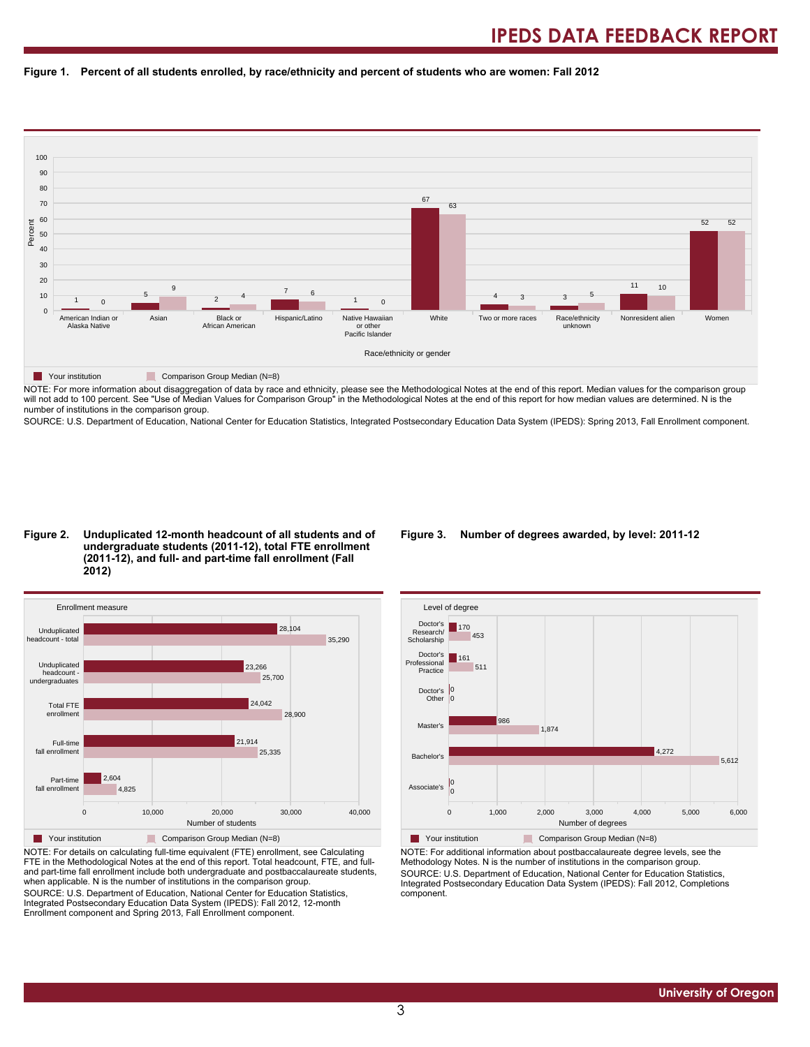**Figure 1. Percent of all students enrolled, by race/ethnicity and percent of students who are women: Fall 2012**

| Race/ethnicity or gender | Your institution | Comparison Group Median (N=8) |
|---|---|---|
| American Indian or Alaska Native | 1 | 0 |
| Asian | 5 | 9 |
| Black or African American | 2 | 4 |
| Hispanic/Latino | 7 | 6 |
| Native Hawaiian or other Pacific Islander | 1 | 0 |
| White | 67 | 63 |
| Two or more races | 4 | 3 |
| Race/ethnicity unknown | 3 | 5 |
| Nonresident alien | 11 | 10 |
| Women | 52 | 52 |

NOTE: For more information about disaggregation of data by race and ethnicity, please see the Methodological Notes at the end of this report. Median values for the comparison group will not add to 100 percent. See "Use of Median Values for Comparison Group" in the Methodological Notes at the end of this report for how median values are determined. N is the number of institutions in the comparison group.

SOURCE: U.S. Department of Education, National Center for Education Statistics, Integrated Postsecondary Education Data System (IPEDS): Spring 2013, Fall Enrollment component.

**Figure 2. Unduplicated 12-month headcount of all students and of undergraduate students (2011-12), total FTE enrollment (2011-12), and full- and part-time fall enrollment (Fall 2012)**

| Enrollment measure | Your institution | Comparison Group Median (N=8) |
|---|---|---|
| Unduplicated headcount - total | 28,104 | 35,290 |
| Unduplicated headcount - undergraduates | 23,266 | 25,700 |
| Total FTE enrollment | 24,042 | 28,900 |
| Full-time fall enrollment | 21,914 | 25,335 |
| Part-time fall enrollment | 2,604 | 4,825 |

NOTE: For details on calculating full-time equivalent (FTE) enrollment, see Calculating FTE in the Methodological Notes at the end of this report. Total headcount, FTE, and full- and part-time fall enrollment include both undergraduate and postbaccalaureate students, when applicable. N is the number of institutions in the comparison group.

SOURCE: U.S. Department of Education, National Center for Education Statistics, Integrated Postsecondary Education Data System (IPEDS): Fall 2012, 12-month Enrollment component and Spring 2013, Fall Enrollment component.

**Figure 3. Number of degrees awarded, by level: 2011-12**

| Level of degree | Your institution | Comparison Group Median (N=8) |
|---|---|---|
| Doctor's Research/Scholarship | 170 | 453 |
| Doctor's Professional Practice | 161 | 511 |
| Doctor's Other | 0 | 0 |
| Master's | 986 | 1,874 |
| Bachelor's | 4,272 | 5,612 |
| Associate's | 0 | 0 |

NOTE: For additional information about postbaccalaureate degree levels, see the Methodology Notes. N is the number of institutions in the comparison group.

SOURCE: U.S. Department of Education, National Center for Education Statistics, Integrated Postsecondary Education Data System (IPEDS): Fall 2012, Completions component.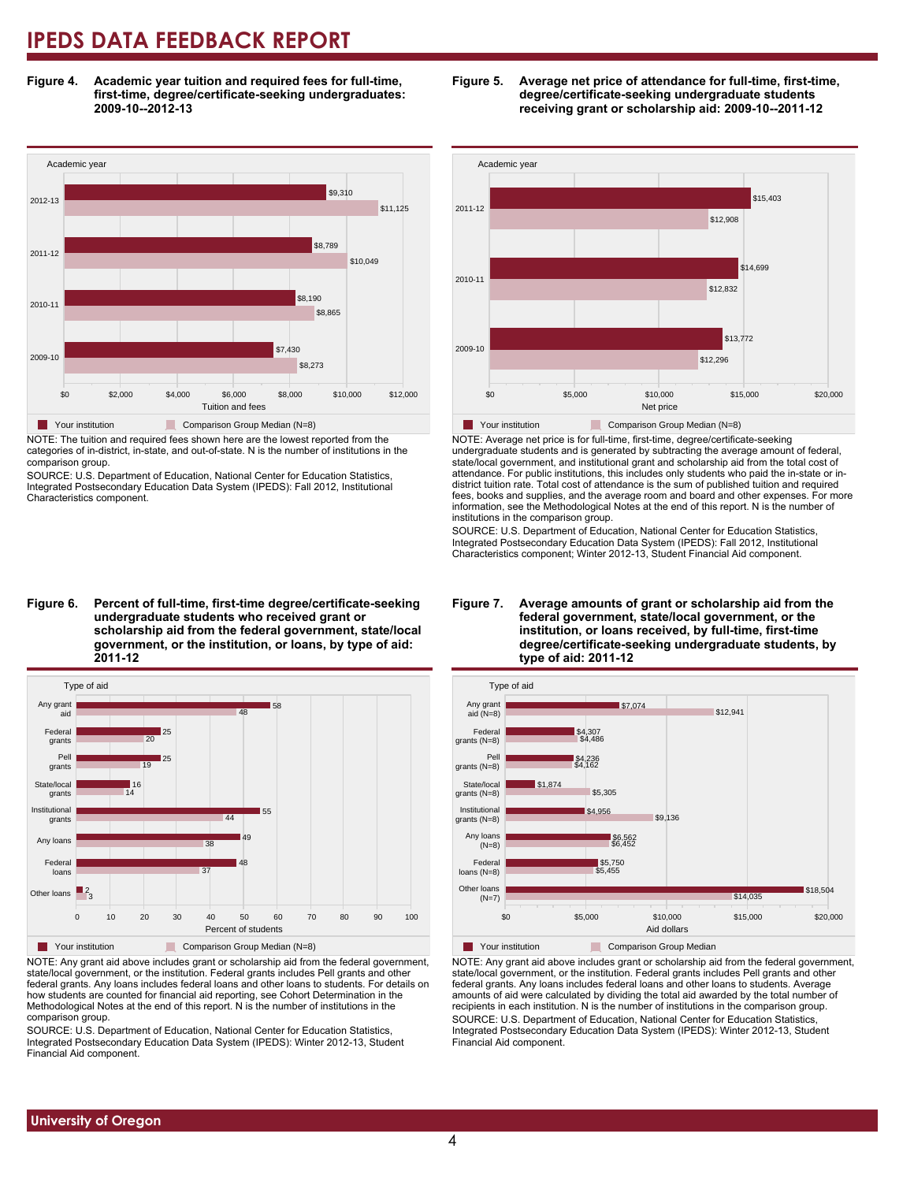# IPEDS DATA FEEDBACK REPORT

**Figure 4. Academic year tuition and required fees for full-time, first-time, degree/certificate-seeking undergraduates: 2009-10--2012-13**

| Academic year | Your institution | Comparison Group Median (N=8) |
|---|---|---|
| 2012-13 | $9,310 | $11,125 |
| 2011-12 | $8,789 | $10,049 |
| 2010-11 | $8,190 | $8,865 |
| 2009-10 | $7,430 | $8,273 |

NOTE: The tuition and required fees shown here are the lowest reported from the categories of in-district, in-state, and out-of-state. N is the number of institutions in the comparison group.

SOURCE: U.S. Department of Education, National Center for Education Statistics, Integrated Postsecondary Education Data System (IPEDS): Fall 2012, Institutional Characteristics component.

**Figure 5. Average net price of attendance for full-time, first-time, degree/certificate-seeking undergraduate students receiving grant or scholarship aid: 2009-10--2011-12**

| Academic year | Your institution | Comparison Group Median (N=8) |
|---|---|---|
| 2011-12 | $15,403 | $12,908 |
| 2010-11 | $14,699 | $12,832 |
| 2009-10 | $13,772 | $12,296 |

NOTE: Average net price is for full-time, first-time, degree/certificate-seeking undergraduate students and is generated by subtracting the average amount of federal, state/local government, and institutional grant and scholarship aid from the total cost of attendance. For public institutions, this includes only students who paid the in-state or in-district tuition rate. Total cost of attendance is the sum of published tuition and required fees, books and supplies, and the average room and board and other expenses. For more information, see the Methodological Notes at the end of this report. N is the number of institutions in the comparison group.

SOURCE: U.S. Department of Education, National Center for Education Statistics, Integrated Postsecondary Education Data System (IPEDS): Fall 2012, Institutional Characteristics component; Winter 2012-13, Student Financial Aid component.

**Figure 6. Percent of full-time, first-time degree/certificate-seeking undergraduate students who received grant or scholarship aid from the federal government, state/local government, or the institution, or loans, by type of aid: 2011-12**

| Type of aid | Your institution | Comparison Group Median (N=8) |
|---|---|---|
| Any grant aid | 58 | 48 |
| Federal grants | 25 | 20 |
| Pell grants | 25 | 19 |
| State/local grants | 16 | 14 |
| Institutional grants | 55 | 44 |
| Any loans | 49 | 38 |
| Federal loans | 48 | 37 |
| Other loans | 2 | 3 |

NOTE: Any grant aid above includes grant or scholarship aid from the federal government, state/local government, or the institution. Federal grants includes Pell grants and other federal grants. Any loans includes federal loans and other loans to students. For details on how students are counted for financial aid reporting, see Cohort Determination in the Methodological Notes at the end of this report. N is the number of institutions in the comparison group.

SOURCE: U.S. Department of Education, National Center for Education Statistics, Integrated Postsecondary Education Data System (IPEDS): Winter 2012-13, Student Financial Aid component.

**Figure 7. Average amounts of grant or scholarship aid from the federal government, state/local government, or the institution, or loans received, by full-time, first-time degree/certificate-seeking undergraduate students, by type of aid: 2011-12**

| Type of aid | Your institution | Comparison Group Median |
|---|---|---|
| Any grant aid (N=8) | $7,074 | $12,941 |
| Federal grants (N=8) | $4,307 | $4,486 |
| Pell grants (N=8) | $4,236 | $4,162 |
| State/local grants (N=8) | $1,874 | $5,305 |
| Institutional grants (N=8) | $4,956 | $9,136 |
| Any loans (N=8) | $6,562 | $6,452 |
| Federal loans (N=8) | $5,750 | $5,455 |
| Other loans (N=7) | $18,504 | $14,035 |

NOTE: Any grant aid above includes grant or scholarship aid from the federal government, state/local government, or the institution. Federal grants includes Pell grants and other federal grants. Any loans includes federal loans and other loans to students. Average amounts of aid were calculated by dividing the total aid awarded by the total number of recipients in each institution. N is the number of institutions in the comparison group.

SOURCE: U.S. Department of Education, National Center for Education Statistics, Integrated Postsecondary Education Data System (IPEDS): Winter 2012-13, Student Financial Aid component.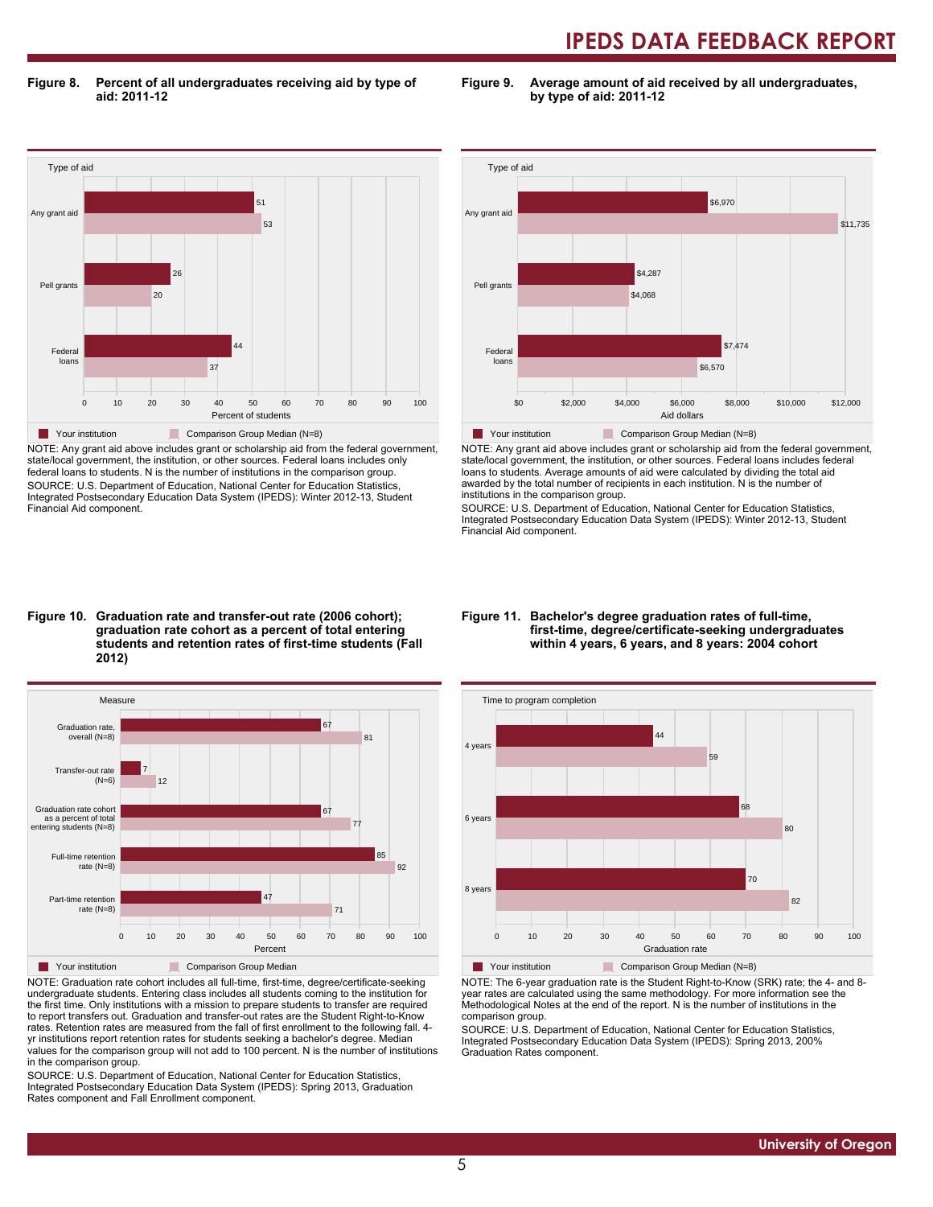**Figure 8. Percent of all undergraduates receiving aid by type of aid: 2011-12**

| Type of aid | Your institution | Comparison Group Median (N=8) |
|---|---|---|
| Any grant aid | 51 | 53 |
| Pell grants | 26 | 20 |
| Federal loans | 44 | 37 |

NOTE: Any grant aid above includes grant or scholarship aid from the federal government, state/local government, the institution, or other sources. Federal loans includes only federal loans to students. N is the number of institutions in the comparison group.
SOURCE: U.S. Department of Education, National Center for Education Statistics, Integrated Postsecondary Education Data System (IPEDS): Winter 2012-13, Student Financial Aid component.

**Figure 9. Average amount of aid received by all undergraduates, by type of aid: 2011-12**

| Type of aid | Your institution | Comparison Group Median (N=8) |
|---|---|---|
| Any grant aid | $6,970 | $11,735 |
| Pell grants | $4,287 | $4,068 |
| Federal loans | $7,474 | $6,570 |

NOTE: Any grant aid above includes grant or scholarship aid from the federal government, state/local government, the institution, or other sources. Federal loans includes federal loans to students. Average amounts of aid were calculated by dividing the total aid awarded by the total number of recipients in each institution. N is the number of institutions in the comparison group.
SOURCE: U.S. Department of Education, National Center for Education Statistics, Integrated Postsecondary Education Data System (IPEDS): Winter 2012-13, Student Financial Aid component.

**Figure 10. Graduation rate and transfer-out rate (2006 cohort); graduation rate cohort as a percent of total entering students and retention rates of first-time students (Fall 2012)**

| Measure | Your institution | Comparison Group Median |
|---|---|---|
| Graduation rate, overall (N=8) | 67 | 81 |
| Transfer-out rate (N=6) | 7 | 12 |
| Graduation rate cohort as a percent of total entering students (N=8) | 67 | 77 |
| Full-time retention rate (N=8) | 85 | 92 |
| Part-time retention rate (N=8) | 47 | 71 |

NOTE: Graduation rate cohort includes all full-time, first-time, degree/certificate-seeking undergraduate students. Entering class includes all students coming to the institution for the first time. Only institutions with a mission to prepare students to transfer are required to report transfers out. Graduation and transfer-out rates are the Student Right-to-Know rates. Retention rates are measured from the fall of first enrollment to the following fall. 4-yr institutions report retention rates for students seeking a bachelor's degree. Median values for the comparison group will not add to 100 percent. N is the number of institutions in the comparison group.
SOURCE: U.S. Department of Education, National Center for Education Statistics, Integrated Postsecondary Education Data System (IPEDS): Spring 2013, Graduation Rates component and Fall Enrollment component.

**Figure 11. Bachelor's degree graduation rates of full-time, first-time, degree/certificate-seeking undergraduates within 4 years, 6 years, and 8 years: 2004 cohort**

| Time to program completion | Your institution | Comparison Group Median (N=8) |
|---|---|---|
| 4 years | 44 | 59 |
| 6 years | 68 | 80 |
| 8 years | 70 | 82 |

NOTE: The 6-year graduation rate is the Student Right-to-Know (SRK) rate; the 4- and 8-year rates are calculated using the same methodology. For more information see the Methodological Notes at the end of the report. N is the number of institutions in the comparison group.
SOURCE: U.S. Department of Education, National Center for Education Statistics, Integrated Postsecondary Education Data System (IPEDS): Spring 2013, 200% Graduation Rates component.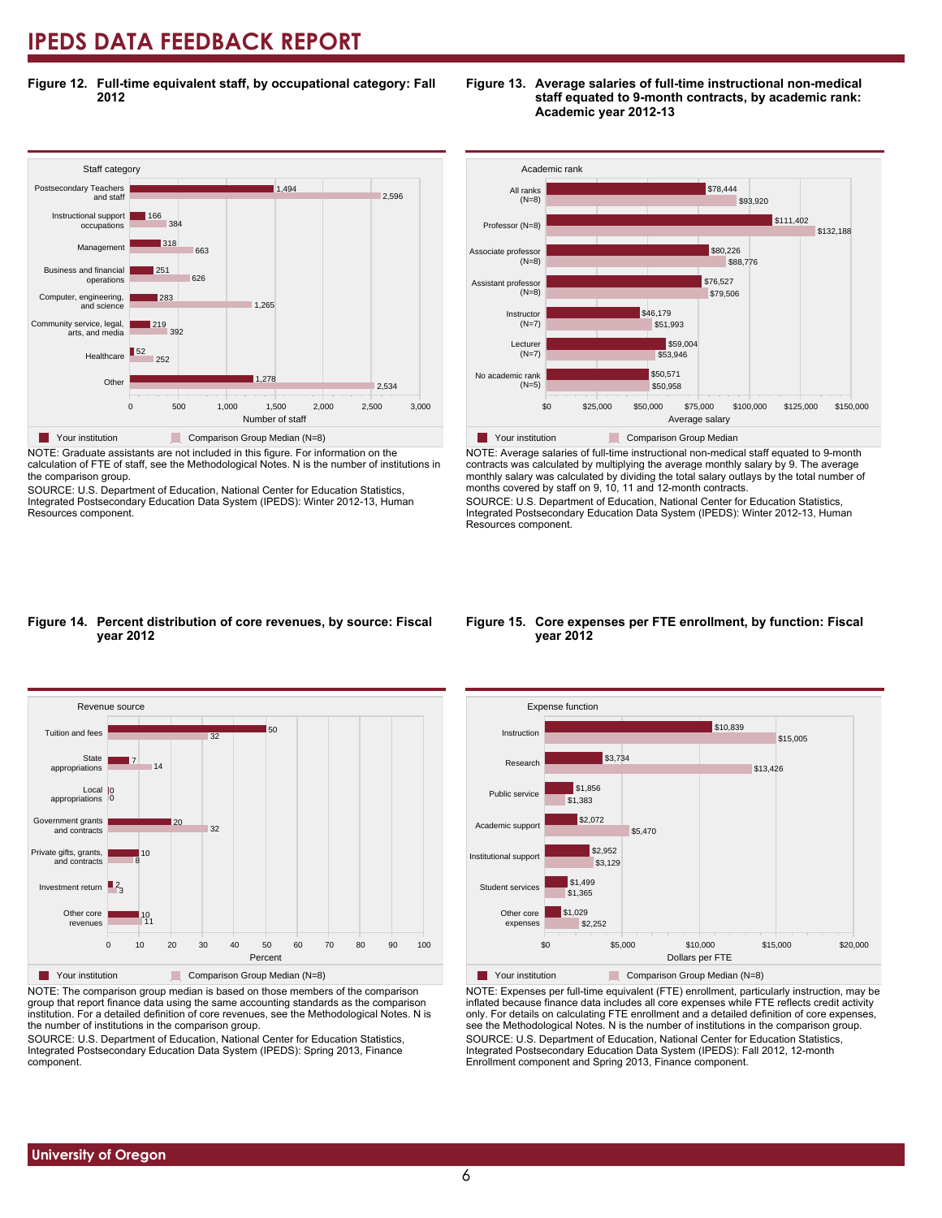# IPEDS DATA FEEDBACK REPORT

**Figure 12. Full-time equivalent staff, by occupational category: Fall 2012**

| Staff category | Your institution | Comparison Group Median (N=8) |
|---|---|---|
| Postsecondary Teachers and staff | 1,494 | 2,596 |
| Instructional support occupations | 166 | 384 |
| Management | 318 | 663 |
| Business and financial operations | 251 | 626 |
| Computer, engineering, and science | 283 | 1,265 |
| Community service, legal, arts, and media | 219 | 392 |
| Healthcare | 52 | 252 |
| Other | 1,278 | 2,534 |

Number of staff

NOTE: Graduate assistants are not included in this figure. For information on the calculation of FTE of staff, see the Methodological Notes. N is the number of institutions in the comparison group.

SOURCE: U.S. Department of Education, National Center for Education Statistics, Integrated Postsecondary Education Data System (IPEDS): Winter 2012-13, Human Resources component.

**Figure 13. Average salaries of full-time instructional non-medical staff equated to 9-month contracts, by academic rank: Academic year 2012-13**

| Academic rank | Your institution | Comparison Group Median |
|---|---|---|
| All ranks (N=8) | $78,444 | $93,920 |
| Professor (N=8) | $111,402 | $132,188 |
| Associate professor (N=8) | $80,226 | $88,776 |
| Assistant professor (N=8) | $76,527 | $79,506 |
| Instructor (N=7) | $46,179 | $51,993 |
| Lecturer (N=7) | $59,004 | $53,946 |
| No academic rank (N=5) | $50,571 | $50,958 |

Average salary

NOTE: Average salaries of full-time instructional non-medical staff equated to 9-month contracts was calculated by multiplying the average monthly salary by 9. The average monthly salary was calculated by dividing the total salary outlays by the total number of months covered by staff on 9, 10, 11 and 12-month contracts.

SOURCE: U.S. Department of Education, National Center for Education Statistics, Integrated Postsecondary Education Data System (IPEDS): Winter 2012-13, Human Resources component.

**Figure 14. Percent distribution of core revenues, by source: Fiscal year 2012**

| Revenue source | Your institution | Comparison Group Median (N=8) |
|---|---|---|
| Tuition and fees | 50 | 32 |
| State appropriations | 7 | 14 |
| Local appropriations | 0 | 0 |
| Government grants and contracts | 20 | 32 |
| Private gifts, grants, and contracts | 10 | 8 |
| Investment return | 2 | 3 |
| Other core revenues | 10 | 11 |

Percent

NOTE: The comparison group median is based on those members of the comparison group that report finance data using the same accounting standards as the comparison institution. For a detailed definition of core revenues, see the Methodological Notes. N is the number of institutions in the comparison group.

SOURCE: U.S. Department of Education, National Center for Education Statistics, Integrated Postsecondary Education Data System (IPEDS): Spring 2013, Finance component.

**Figure 15. Core expenses per FTE enrollment, by function: Fiscal year 2012**

| Expense function | Your institution | Comparison Group Median (N=8) |
|---|---|---|
| Instruction | $10,839 | $15,005 |
| Research | $3,734 | $13,426 |
| Public service | $1,856 | $1,383 |
| Academic support | $2,072 | $5,470 |
| Institutional support | $2,952 | $3,129 |
| Student services | $1,499 | $1,365 |
| Other core expenses | $1,029 | $2,252 |

Dollars per FTE

NOTE: Expenses per full-time equivalent (FTE) enrollment, particularly instruction, may be inflated because finance data includes all core expenses while FTE reflects credit activity only. For details on calculating FTE enrollment and a detailed definition of core expenses, see the Methodological Notes. N is the number of institutions in the comparison group.

SOURCE: U.S. Department of Education, National Center for Education Statistics, Integrated Postsecondary Education Data System (IPEDS): Fall 2012, 12-month Enrollment component and Spring 2013, Finance component.

University of Oregon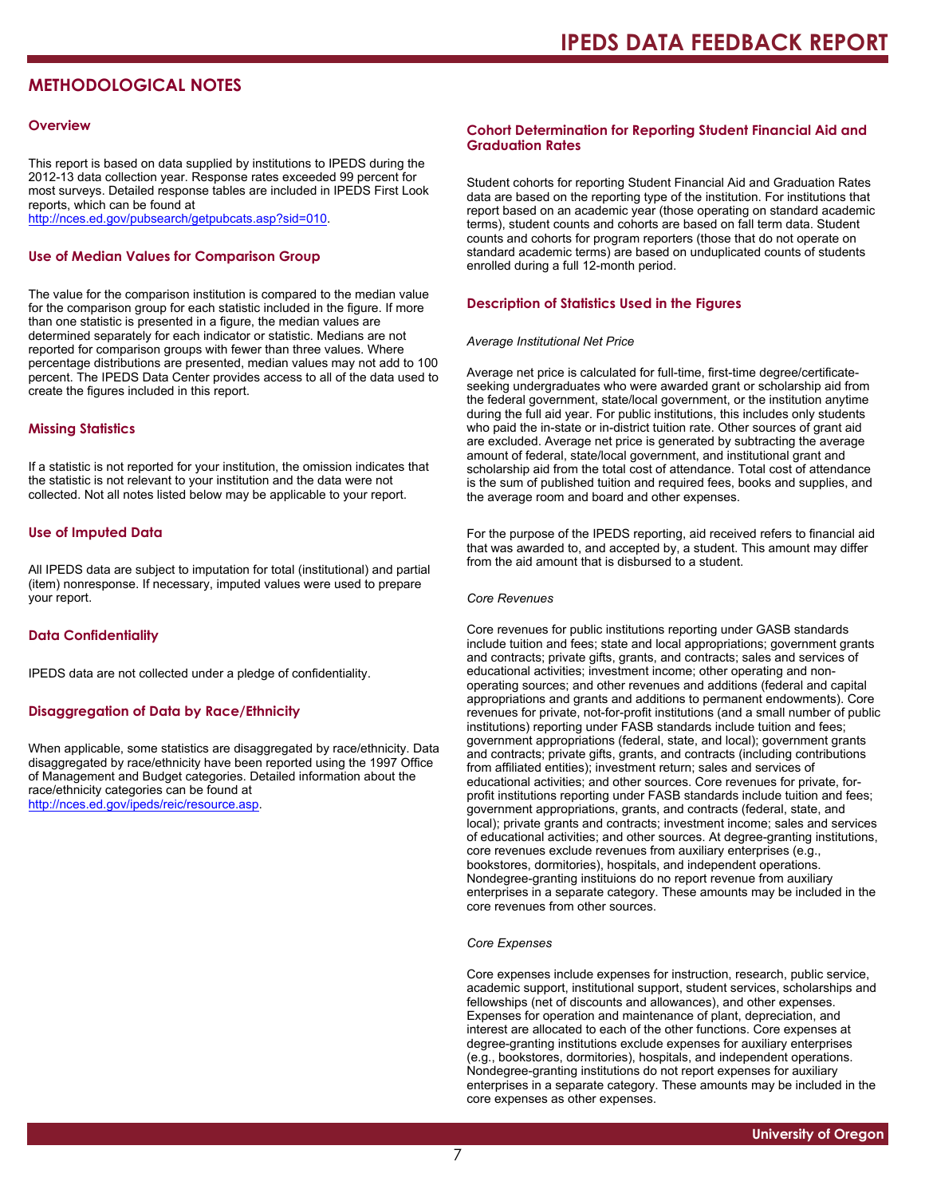## METHODOLOGICAL NOTES

### Overview

This report is based on data supplied by institutions to IPEDS during the 2012-13 data collection year. Response rates exceeded 99 percent for most surveys. Detailed response tables are included in IPEDS First Look reports, which can be found at http://nces.ed.gov/pubsearch/getpubcats.asp?sid=010.

### Use of Median Values for Comparison Group

The value for the comparison institution is compared to the median value for the comparison group for each statistic included in the figure. If more than one statistic is presented in a figure, the median values are determined separately for each indicator or statistic. Medians are not reported for comparison groups with fewer than three values. Where percentage distributions are presented, median values may not add to 100 percent. The IPEDS Data Center provides access to all of the data used to create the figures included in this report.

### Missing Statistics

If a statistic is not reported for your institution, the omission indicates that the statistic is not relevant to your institution and the data were not collected. Not all notes listed below may be applicable to your report.

### Use of Imputed Data

All IPEDS data are subject to imputation for total (institutional) and partial (item) nonresponse. If necessary, imputed values were used to prepare your report.

### Data Confidentiality

IPEDS data are not collected under a pledge of confidentiality.

### Disaggregation of Data by Race/Ethnicity

When applicable, some statistics are disaggregated by race/ethnicity. Data disaggregated by race/ethnicity have been reported using the 1997 Office of Management and Budget categories. Detailed information about the race/ethnicity categories can be found at http://nces.ed.gov/ipeds/reic/resource.asp.

### Cohort Determination for Reporting Student Financial Aid and Graduation Rates

Student cohorts for reporting Student Financial Aid and Graduation Rates data are based on the reporting type of the institution. For institutions that report based on an academic year (those operating on standard academic terms), student counts and cohorts are based on fall term data. Student counts and cohorts for program reporters (those that do not operate on standard academic terms) are based on unduplicated counts of students enrolled during a full 12-month period.

### Description of Statistics Used in the Figures

*Average Institutional Net Price*

Average net price is calculated for full-time, first-time degree/certificate-seeking undergraduates who were awarded grant or scholarship aid from the federal government, state/local government, or the institution anytime during the full aid year. For public institutions, this includes only students who paid the in-state or in-district tuition rate. Other sources of grant aid are excluded. Average net price is generated by subtracting the average amount of federal, state/local government, and institutional grant and scholarship aid from the total cost of attendance. Total cost of attendance is the sum of published tuition and required fees, books and supplies, and the average room and board and other expenses.

For the purpose of the IPEDS reporting, aid received refers to financial aid that was awarded to, and accepted by, a student. This amount may differ from the aid amount that is disbursed to a student.

*Core Revenues*

Core revenues for public institutions reporting under GASB standards include tuition and fees; state and local appropriations; government grants and contracts; private gifts, grants, and contracts; sales and services of educational activities; investment income; other operating and non-operating sources; and other revenues and additions (federal and capital appropriations and grants and additions to permanent endowments). Core revenues for private, not-for-profit institutions (and a small number of public institutions) reporting under FASB standards include tuition and fees; government appropriations (federal, state, and local); government grants and contracts; private gifts, grants, and contracts (including contributions from affiliated entities); investment return; sales and services of educational activities; and other sources. Core revenues for private, for-profit institutions reporting under FASB standards include tuition and fees; government appropriations, grants, and contracts (federal, state, and local); private grants and contracts; investment income; sales and services of educational activities; and other sources. At degree-granting institutions, core revenues exclude revenues from auxiliary enterprises (e.g., bookstores, dormitories), hospitals, and independent operations. Nondegree-granting instituions do no report revenue from auxiliary enterprises in a separate category. These amounts may be included in the core revenues from other sources.

*Core Expenses*

Core expenses include expenses for instruction, research, public service, academic support, institutional support, student services, scholarships and fellowships (net of discounts and allowances), and other expenses. Expenses for operation and maintenance of plant, depreciation, and interest are allocated to each of the other functions. Core expenses at degree-granting institutions exclude expenses for auxiliary enterprises (e.g., bookstores, dormitories), hospitals, and independent operations. Nondegree-granting institutions do not report expenses for auxiliary enterprises in a separate category. These amounts may be included in the core expenses as other expenses.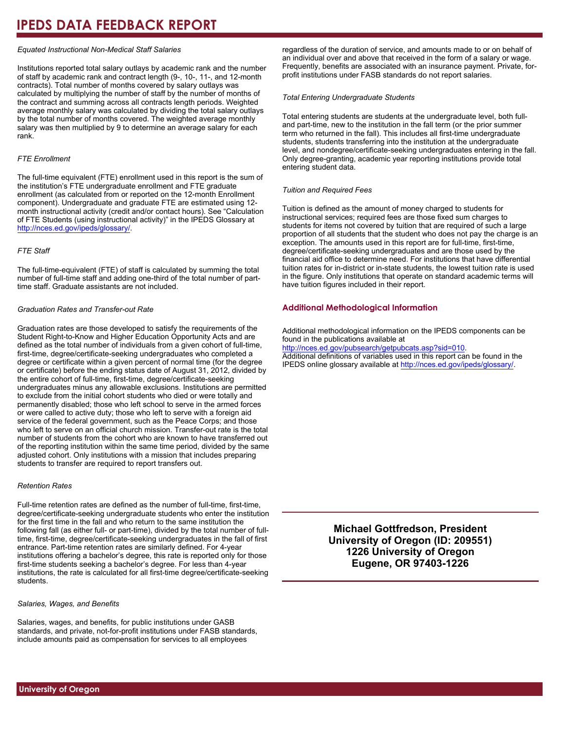*Equated Instructional Non-Medical Staff Salaries*

Institutions reported total salary outlays by academic rank and the number of staff by academic rank and contract length (9-, 10-, 11-, and 12-month contracts). Total number of months covered by salary outlays was calculated by multiplying the number of staff by the number of months of the contract and summing across all contracts length periods. Weighted average monthly salary was calculated by dividing the total salary outlays by the total number of months covered. The weighted average monthly salary was then multiplied by 9 to determine an average salary for each rank.

*FTE Enrollment*

The full-time equivalent (FTE) enrollment used in this report is the sum of the institution's FTE undergraduate enrollment and FTE graduate enrollment (as calculated from or reported on the 12-month Enrollment component). Undergraduate and graduate FTE are estimated using 12-month instructional activity (credit and/or contact hours). See "Calculation of FTE Students (using instructional activity)" in the IPEDS Glossary at http://nces.ed.gov/ipeds/glossary/.

*FTE Staff*

The full-time-equivalent (FTE) of staff is calculated by summing the total number of full-time staff and adding one-third of the total number of part-time staff. Graduate assistants are not included.

*Graduation Rates and Transfer-out Rate*

Graduation rates are those developed to satisfy the requirements of the Student Right-to-Know and Higher Education Opportunity Acts and are defined as the total number of individuals from a given cohort of full-time, first-time, degree/certificate-seeking undergraduates who completed a degree or certificate within a given percent of normal time (for the degree or certificate) before the ending status date of August 31, 2012, divided by the entire cohort of full-time, first-time, degree/certificate-seeking undergraduates minus any allowable exclusions. Institutions are permitted to exclude from the initial cohort students who died or were totally and permanently disabled; those who left school to serve in the armed forces or were called to active duty; those who left to serve with a foreign aid service of the federal government, such as the Peace Corps; and those who left to serve on an official church mission. Transfer-out rate is the total number of students from the cohort who are known to have transferred out of the reporting institution within the same time period, divided by the same adjusted cohort. Only institutions with a mission that includes preparing students to transfer are required to report transfers out.

*Retention Rates*

Full-time retention rates are defined as the number of full-time, first-time, degree/certificate-seeking undergraduate students who enter the institution for the first time in the fall and who return to the same institution the following fall (as either full- or part-time), divided by the total number of full-time, first-time, degree/certificate-seeking undergraduates in the fall of first entrance. Part-time retention rates are similarly defined. For 4-year institutions offering a bachelor's degree, this rate is reported only for those first-time students seeking a bachelor's degree. For less than 4-year institutions, the rate is calculated for all first-time degree/certificate-seeking students.

*Salaries, Wages, and Benefits*

Salaries, wages, and benefits, for public institutions under GASB standards, and private, not-for-profit institutions under FASB standards, include amounts paid as compensation for services to all employees regardless of the duration of service, and amounts made to or on behalf of an individual over and above that received in the form of a salary or wage. Frequently, benefits are associated with an insurance payment. Private, for-profit institutions under FASB standards do not report salaries.

*Total Entering Undergraduate Students*

Total entering students are students at the undergraduate level, both full- and part-time, new to the institution in the fall term (or the prior summer term who returned in the fall). This includes all first-time undergraduate students, students transferring into the institution at the undergraduate level, and nondegree/certificate-seeking undergraduates entering in the fall. Only degree-granting, academic year reporting institutions provide total entering student data.

*Tuition and Required Fees*

Tuition is defined as the amount of money charged to students for instructional services; required fees are those fixed sum charges to students for items not covered by tuition that are required of such a large proportion of all students that the student who does not pay the charge is an exception. The amounts used in this report are for full-time, first-time, degree/certificate-seeking undergraduates and are those used by the financial aid office to determine need. For institutions that have differential tuition rates for in-district or in-state students, the lowest tuition rate is used in the figure. Only institutions that operate on standard academic terms will have tuition figures included in their report.

## Additional Methodological Information

Additional methodological information on the IPEDS components can be found in the publications available at http://nces.ed.gov/pubsearch/getpubcats.asp?sid=010.
Additional definitions of variables used in this report can be found in the IPEDS online glossary available at http://nces.ed.gov/ipeds/glossary/.

**Michael Gottfredson, President**
**University of Oregon (ID: 209551)**
**1226 University of Oregon**
**Eugene, OR 97403-1226**